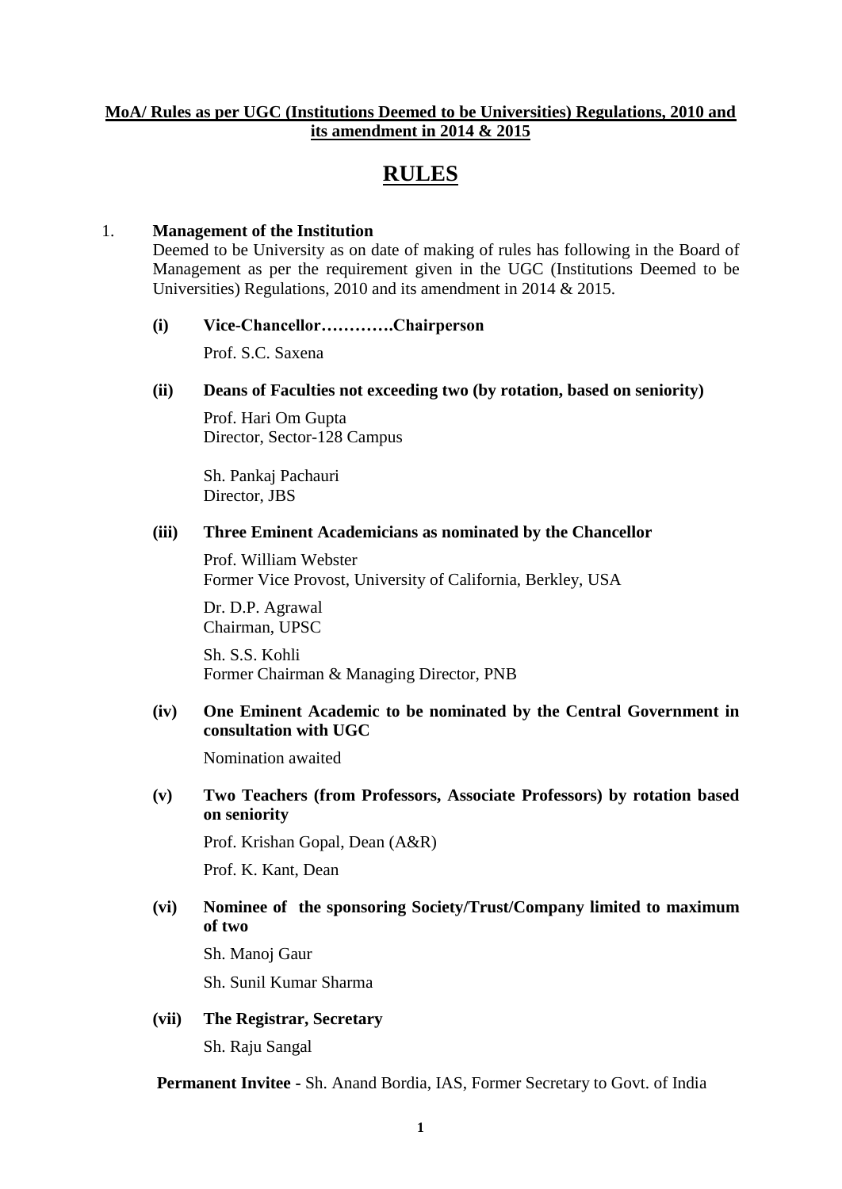**MoA/ Rules as per UGC (Institutions Deemed to be Universities) Regulations, 2010 and its amendment in 2014 & 2015**

# RULES

1. **Management of the Institution**

   Deemed to be University as on date of making of rules has following in the Board of Management as per the requirement given in the UGC (Institutions Deemed to be Universities) Regulations, 2010 and its amendment in 2014 & 2015.

   **(i) Vice-Chancellor………….Chairperson**

   Prof. S.C. Saxena

   **(ii) Deans of Faculties not exceeding two (by rotation, based on seniority)**

   Prof. Hari Om Gupta
   Director, Sector-128 Campus

   Sh. Pankaj Pachauri
   Director, JBS

   **(iii) Three Eminent Academicians as nominated by the Chancellor**

   Prof. William Webster
   Former Vice Provost, University of California, Berkley, USA

   Dr. D.P. Agrawal
   Chairman, UPSC

   Sh. S.S. Kohli
   Former Chairman & Managing Director, PNB

   **(iv) One Eminent Academic to be nominated by the Central Government in consultation with UGC**

   Nomination awaited

   **(v) Two Teachers (from Professors, Associate Professors) by rotation based on seniority**

   Prof. Krishan Gopal, Dean (A&R)

   Prof. K. Kant, Dean

   **(vi) Nominee of the sponsoring Society/Trust/Company limited to maximum of two**

   Sh. Manoj Gaur

   Sh. Sunil Kumar Sharma

   **(vii) The Registrar, Secretary**

   Sh. Raju Sangal

**Permanent Invitee -** Sh. Anand Bordia, IAS, Former Secretary to Govt. of India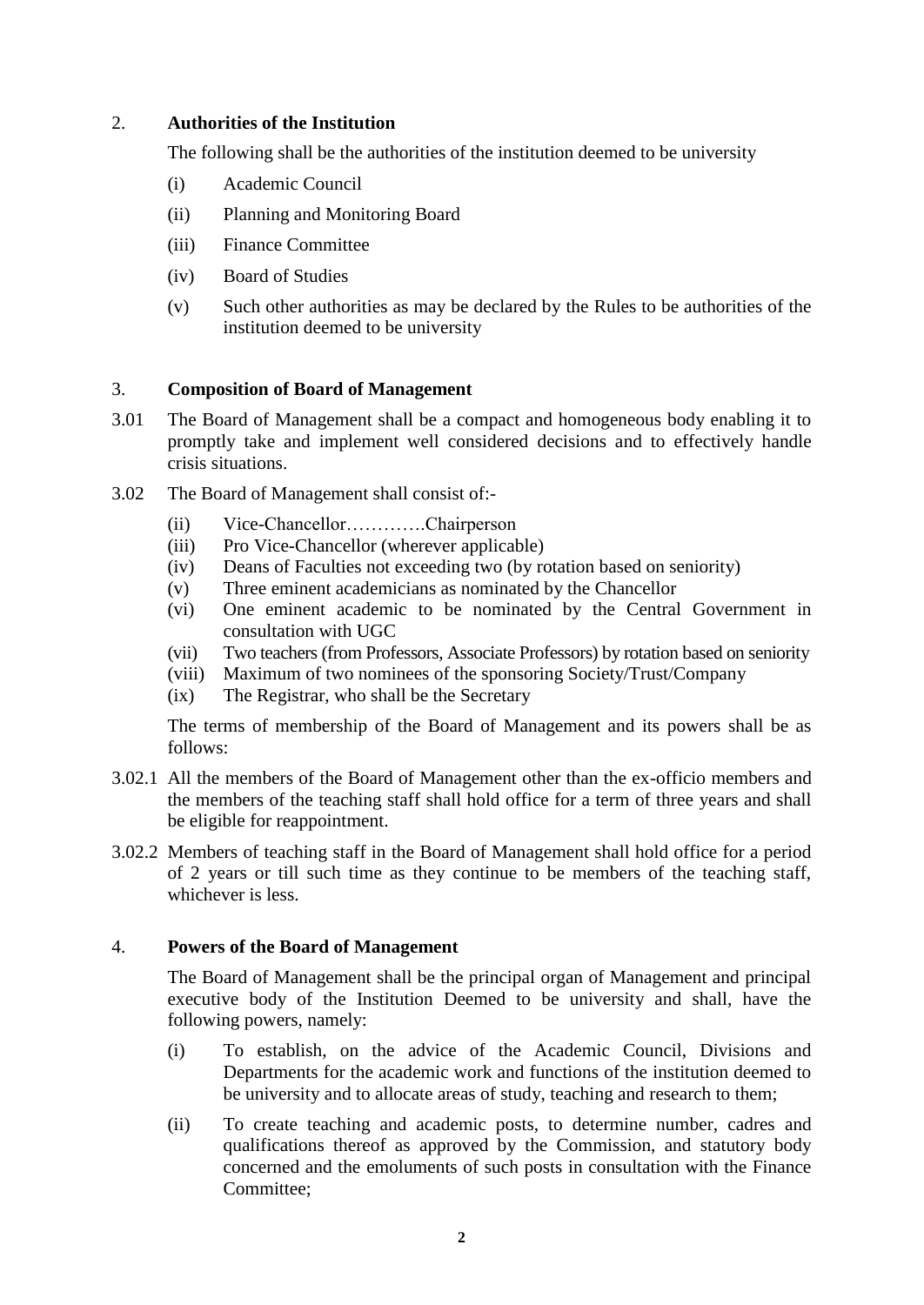## 2. Authorities of the Institution

The following shall be the authorities of the institution deemed to be university

- (i) Academic Council
- (ii) Planning and Monitoring Board
- (iii) Finance Committee
- (iv) Board of Studies
- (v) Such other authorities as may be declared by the Rules to be authorities of the institution deemed to be university

## 3. Composition of Board of Management

3.01 The Board of Management shall be a compact and homogeneous body enabling it to promptly take and implement well considered decisions and to effectively handle crisis situations.

3.02 The Board of Management shall consist of:-

- (ii) Vice-Chancellor………….Chairperson
- (iii) Pro Vice-Chancellor (wherever applicable)
- (iv) Deans of Faculties not exceeding two (by rotation based on seniority)
- (v) Three eminent academicians as nominated by the Chancellor
- (vi) One eminent academic to be nominated by the Central Government in consultation with UGC
- (vii) Two teachers (from Professors, Associate Professors) by rotation based on seniority
- (viii) Maximum of two nominees of the sponsoring Society/Trust/Company
- (ix) The Registrar, who shall be the Secretary

The terms of membership of the Board of Management and its powers shall be as follows:

3.02.1 All the members of the Board of Management other than the ex-officio members and the members of the teaching staff shall hold office for a term of three years and shall be eligible for reappointment.

3.02.2 Members of teaching staff in the Board of Management shall hold office for a period of 2 years or till such time as they continue to be members of the teaching staff, whichever is less.

## 4. Powers of the Board of Management

The Board of Management shall be the principal organ of Management and principal executive body of the Institution Deemed to be university and shall, have the following powers, namely:

- (i) To establish, on the advice of the Academic Council, Divisions and Departments for the academic work and functions of the institution deemed to be university and to allocate areas of study, teaching and research to them;
- (ii) To create teaching and academic posts, to determine number, cadres and qualifications thereof as approved by the Commission, and statutory body concerned and the emoluments of such posts in consultation with the Finance Committee;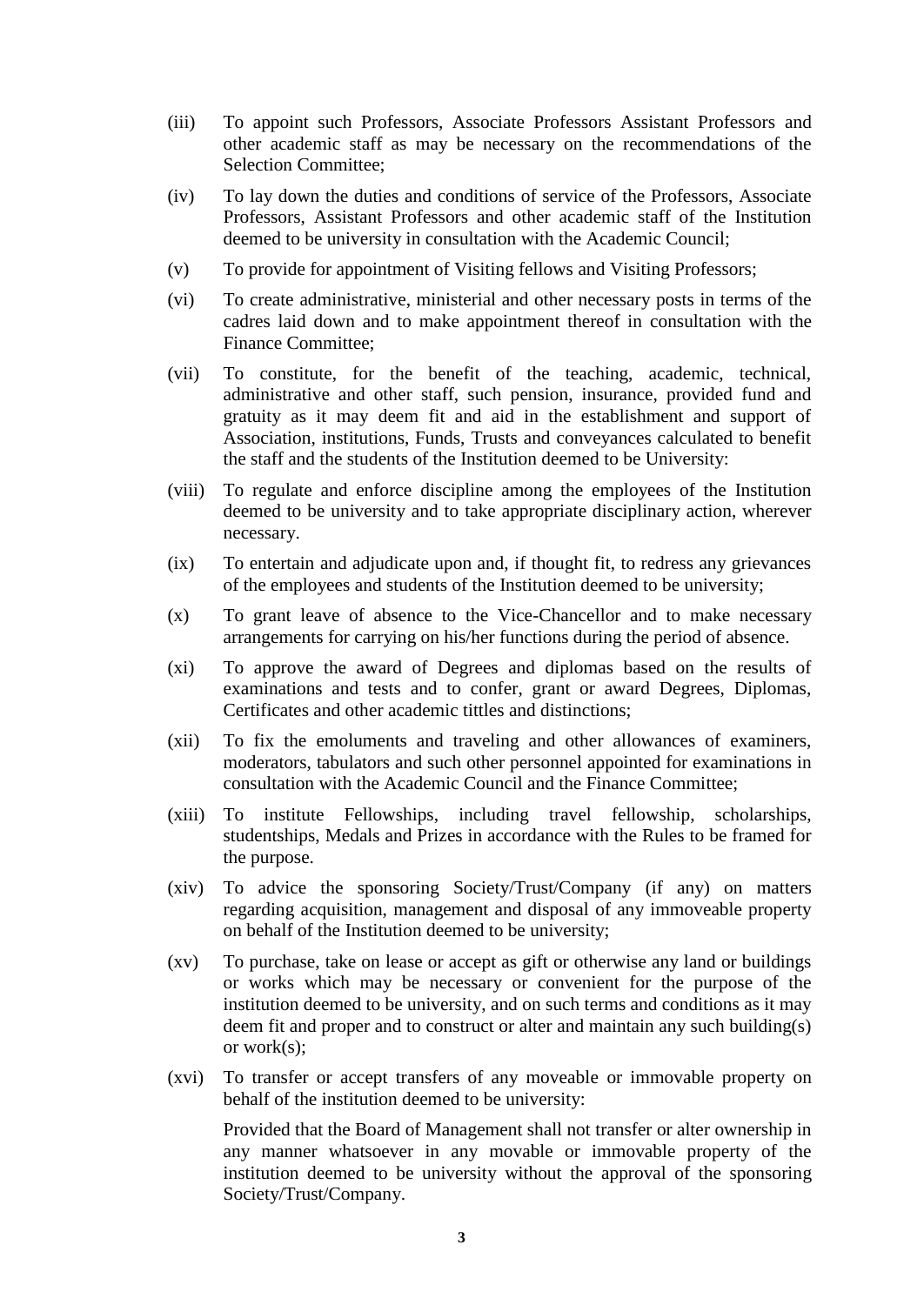(iii) To appoint such Professors, Associate Professors Assistant Professors and other academic staff as may be necessary on the recommendations of the Selection Committee;

(iv) To lay down the duties and conditions of service of the Professors, Associate Professors, Assistant Professors and other academic staff of the Institution deemed to be university in consultation with the Academic Council;

(v) To provide for appointment of Visiting fellows and Visiting Professors;

(vi) To create administrative, ministerial and other necessary posts in terms of the cadres laid down and to make appointment thereof in consultation with the Finance Committee;

(vii) To constitute, for the benefit of the teaching, academic, technical, administrative and other staff, such pension, insurance, provided fund and gratuity as it may deem fit and aid in the establishment and support of Association, institutions, Funds, Trusts and conveyances calculated to benefit the staff and the students of the Institution deemed to be University:

(viii) To regulate and enforce discipline among the employees of the Institution deemed to be university and to take appropriate disciplinary action, wherever necessary.

(ix) To entertain and adjudicate upon and, if thought fit, to redress any grievances of the employees and students of the Institution deemed to be university;

(x) To grant leave of absence to the Vice-Chancellor and to make necessary arrangements for carrying on his/her functions during the period of absence.

(xi) To approve the award of Degrees and diplomas based on the results of examinations and tests and to confer, grant or award Degrees, Diplomas, Certificates and other academic tittles and distinctions;

(xii) To fix the emoluments and traveling and other allowances of examiners, moderators, tabulators and such other personnel appointed for examinations in consultation with the Academic Council and the Finance Committee;

(xiii) To institute Fellowships, including travel fellowship, scholarships, studentships, Medals and Prizes in accordance with the Rules to be framed for the purpose.

(xiv) To advice the sponsoring Society/Trust/Company (if any) on matters regarding acquisition, management and disposal of any immoveable property on behalf of the Institution deemed to be university;

(xv) To purchase, take on lease or accept as gift or otherwise any land or buildings or works which may be necessary or convenient for the purpose of the institution deemed to be university, and on such terms and conditions as it may deem fit and proper and to construct or alter and maintain any such building(s) or work(s);

(xvi) To transfer or accept transfers of any moveable or immovable property on behalf of the institution deemed to be university:

Provided that the Board of Management shall not transfer or alter ownership in any manner whatsoever in any movable or immovable property of the institution deemed to be university without the approval of the sponsoring Society/Trust/Company.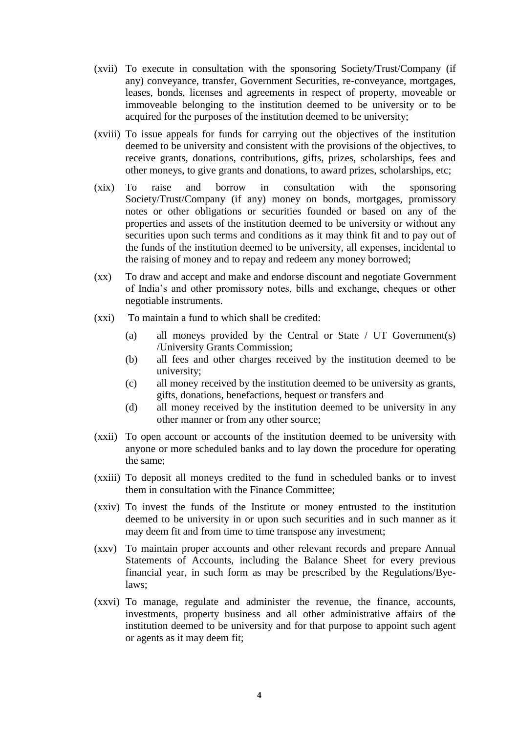(xvii) To execute in consultation with the sponsoring Society/Trust/Company (if any) conveyance, transfer, Government Securities, re-conveyance, mortgages, leases, bonds, licenses and agreements in respect of property, moveable or immoveable belonging to the institution deemed to be university or to be acquired for the purposes of the institution deemed to be university;

(xviii) To issue appeals for funds for carrying out the objectives of the institution deemed to be university and consistent with the provisions of the objectives, to receive grants, donations, contributions, gifts, prizes, scholarships, fees and other moneys, to give grants and donations, to award prizes, scholarships, etc;

(xix) To raise and borrow in consultation with the sponsoring Society/Trust/Company (if any) money on bonds, mortgages, promissory notes or other obligations or securities founded or based on any of the properties and assets of the institution deemed to be university or without any securities upon such terms and conditions as it may think fit and to pay out of the funds of the institution deemed to be university, all expenses, incidental to the raising of money and to repay and redeem any money borrowed;

(xx) To draw and accept and make and endorse discount and negotiate Government of India's and other promissory notes, bills and exchange, cheques or other negotiable instruments.

(xxi) To maintain a fund to which shall be credited:

- (a) all moneys provided by the Central or State / UT Government(s) /University Grants Commission;
- (b) all fees and other charges received by the institution deemed to be university;
- (c) all money received by the institution deemed to be university as grants, gifts, donations, benefactions, bequest or transfers and
- (d) all money received by the institution deemed to be university in any other manner or from any other source;

(xxii) To open account or accounts of the institution deemed to be university with anyone or more scheduled banks and to lay down the procedure for operating the same;

(xxiii) To deposit all moneys credited to the fund in scheduled banks or to invest them in consultation with the Finance Committee;

(xxiv) To invest the funds of the Institute or money entrusted to the institution deemed to be university in or upon such securities and in such manner as it may deem fit and from time to time transpose any investment;

(xxv) To maintain proper accounts and other relevant records and prepare Annual Statements of Accounts, including the Balance Sheet for every previous financial year, in such form as may be prescribed by the Regulations/Bye-laws;

(xxvi) To manage, regulate and administer the revenue, the finance, accounts, investments, property business and all other administrative affairs of the institution deemed to be university and for that purpose to appoint such agent or agents as it may deem fit;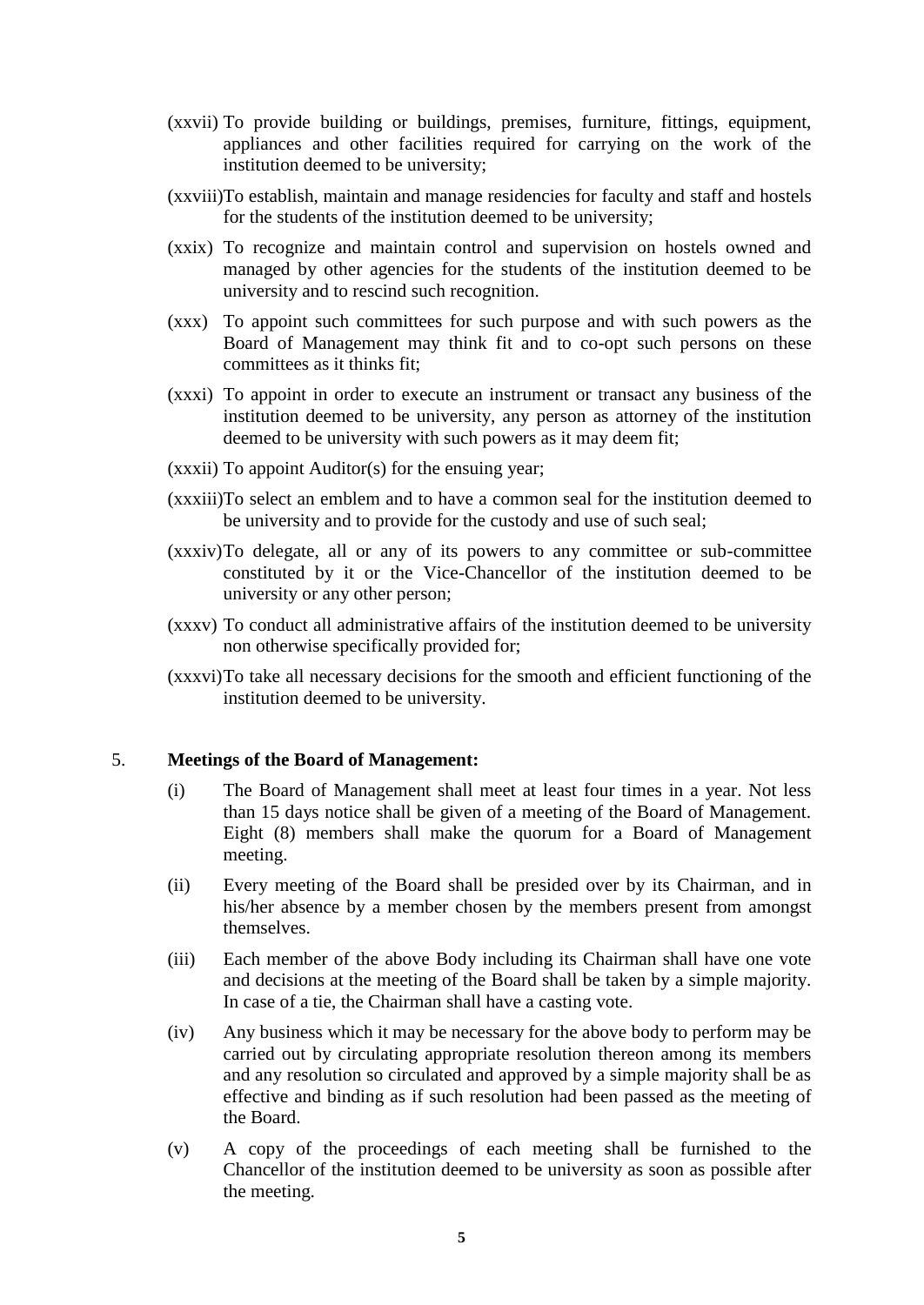(xxvii) To provide building or buildings, premises, furniture, fittings, equipment, appliances and other facilities required for carrying on the work of the institution deemed to be university;

(xxviii) To establish, maintain and manage residencies for faculty and staff and hostels for the students of the institution deemed to be university;

(xxix) To recognize and maintain control and supervision on hostels owned and managed by other agencies for the students of the institution deemed to be university and to rescind such recognition.

(xxx) To appoint such committees for such purpose and with such powers as the Board of Management may think fit and to co-opt such persons on these committees as it thinks fit;

(xxxi) To appoint in order to execute an instrument or transact any business of the institution deemed to be university, any person as attorney of the institution deemed to be university with such powers as it may deem fit;

(xxxii) To appoint Auditor(s) for the ensuing year;

(xxxiii) To select an emblem and to have a common seal for the institution deemed to be university and to provide for the custody and use of such seal;

(xxxiv) To delegate, all or any of its powers to any committee or sub-committee constituted by it or the Vice-Chancellor of the institution deemed to be university or any other person;

(xxxv) To conduct all administrative affairs of the institution deemed to be university non otherwise specifically provided for;

(xxxvi) To take all necessary decisions for the smooth and efficient functioning of the institution deemed to be university.

5. **Meetings of the Board of Management:**

(i) The Board of Management shall meet at least four times in a year. Not less than 15 days notice shall be given of a meeting of the Board of Management. Eight (8) members shall make the quorum for a Board of Management meeting.

(ii) Every meeting of the Board shall be presided over by its Chairman, and in his/her absence by a member chosen by the members present from amongst themselves.

(iii) Each member of the above Body including its Chairman shall have one vote and decisions at the meeting of the Board shall be taken by a simple majority. In case of a tie, the Chairman shall have a casting vote.

(iv) Any business which it may be necessary for the above body to perform may be carried out by circulating appropriate resolution thereon among its members and any resolution so circulated and approved by a simple majority shall be as effective and binding as if such resolution had been passed as the meeting of the Board.

(v) A copy of the proceedings of each meeting shall be furnished to the Chancellor of the institution deemed to be university as soon as possible after the meeting.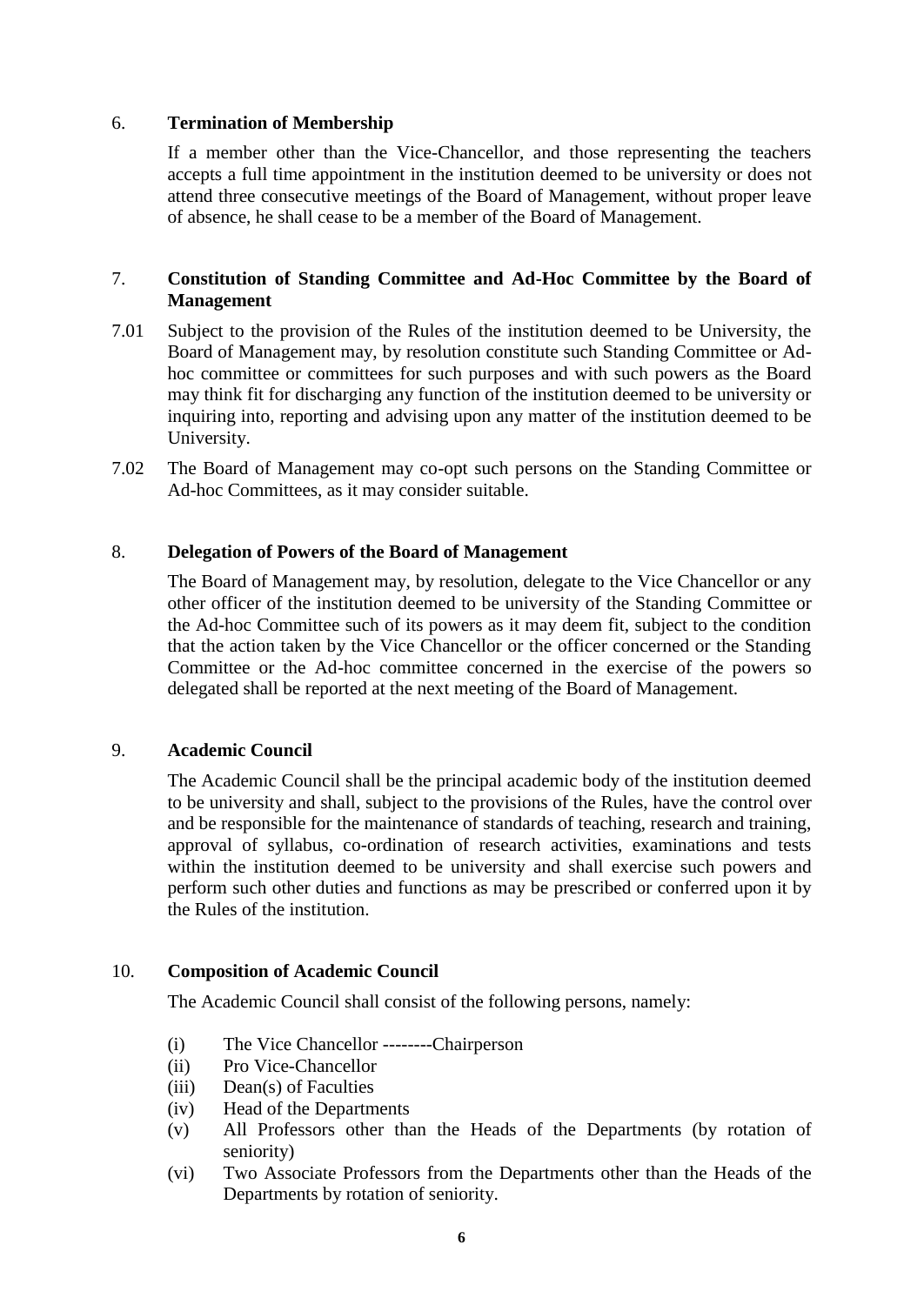## 6. Termination of Membership

If a member other than the Vice-Chancellor, and those representing the teachers accepts a full time appointment in the institution deemed to be university or does not attend three consecutive meetings of the Board of Management, without proper leave of absence, he shall cease to be a member of the Board of Management.

## 7. Constitution of Standing Committee and Ad-Hoc Committee by the Board of Management

7.01 Subject to the provision of the Rules of the institution deemed to be University, the Board of Management may, by resolution constitute such Standing Committee or Ad-hoc committee or committees for such purposes and with such powers as the Board may think fit for discharging any function of the institution deemed to be university or inquiring into, reporting and advising upon any matter of the institution deemed to be University.

7.02 The Board of Management may co-opt such persons on the Standing Committee or Ad-hoc Committees, as it may consider suitable.

## 8. Delegation of Powers of the Board of Management

The Board of Management may, by resolution, delegate to the Vice Chancellor or any other officer of the institution deemed to be university of the Standing Committee or the Ad-hoc Committee such of its powers as it may deem fit, subject to the condition that the action taken by the Vice Chancellor or the officer concerned or the Standing Committee or the Ad-hoc committee concerned in the exercise of the powers so delegated shall be reported at the next meeting of the Board of Management.

## 9. Academic Council

The Academic Council shall be the principal academic body of the institution deemed to be university and shall, subject to the provisions of the Rules, have the control over and be responsible for the maintenance of standards of teaching, research and training, approval of syllabus, co-ordination of research activities, examinations and tests within the institution deemed to be university and shall exercise such powers and perform such other duties and functions as may be prescribed or conferred upon it by the Rules of the institution.

## 10. Composition of Academic Council

The Academic Council shall consist of the following persons, namely:

- (i) The Vice Chancellor --------Chairperson
- (ii) Pro Vice-Chancellor
- (iii) Dean(s) of Faculties
- (iv) Head of the Departments
- (v) All Professors other than the Heads of the Departments (by rotation of seniority)
- (vi) Two Associate Professors from the Departments other than the Heads of the Departments by rotation of seniority.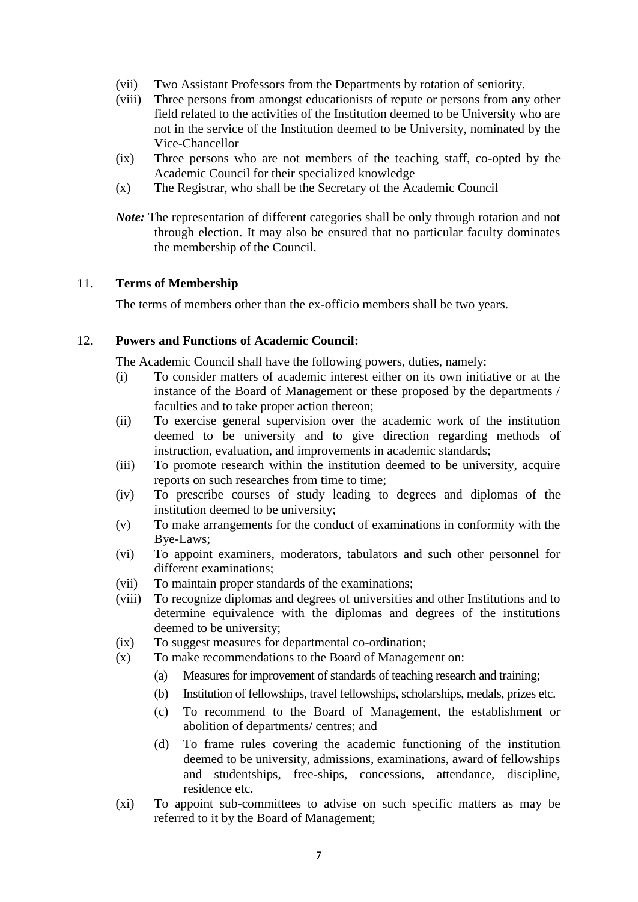(vii) Two Assistant Professors from the Departments by rotation of seniority.

(viii) Three persons from amongst educationists of repute or persons from any other field related to the activities of the Institution deemed to be University who are not in the service of the Institution deemed to be University, nominated by the Vice-Chancellor

(ix) Three persons who are not members of the teaching staff, co-opted by the Academic Council for their specialized knowledge

(x) The Registrar, who shall be the Secretary of the Academic Council

***Note:*** The representation of different categories shall be only through rotation and not through election. It may also be ensured that no particular faculty dominates the membership of the Council.

11. **Terms of Membership**

The terms of members other than the ex-officio members shall be two years.

12. **Powers and Functions of Academic Council:**

The Academic Council shall have the following powers, duties, namely:

(i) To consider matters of academic interest either on its own initiative or at the instance of the Board of Management or these proposed by the departments / faculties and to take proper action thereon;

(ii) To exercise general supervision over the academic work of the institution deemed to be university and to give direction regarding methods of instruction, evaluation, and improvements in academic standards;

(iii) To promote research within the institution deemed to be university, acquire reports on such researches from time to time;

(iv) To prescribe courses of study leading to degrees and diplomas of the institution deemed to be university;

(v) To make arrangements for the conduct of examinations in conformity with the Bye-Laws;

(vi) To appoint examiners, moderators, tabulators and such other personnel for different examinations;

(vii) To maintain proper standards of the examinations;

(viii) To recognize diplomas and degrees of universities and other Institutions and to determine equivalence with the diplomas and degrees of the institutions deemed to be university;

(ix) To suggest measures for departmental co-ordination;

(x) To make recommendations to the Board of Management on:

   (a) Measures for improvement of standards of teaching research and training;

   (b) Institution of fellowships, travel fellowships, scholarships, medals, prizes etc.

   (c) To recommend to the Board of Management, the establishment or abolition of departments/ centres; and

   (d) To frame rules covering the academic functioning of the institution deemed to be university, admissions, examinations, award of fellowships and studentships, free-ships, concessions, attendance, discipline, residence etc.

(xi) To appoint sub-committees to advise on such specific matters as may be referred to it by the Board of Management;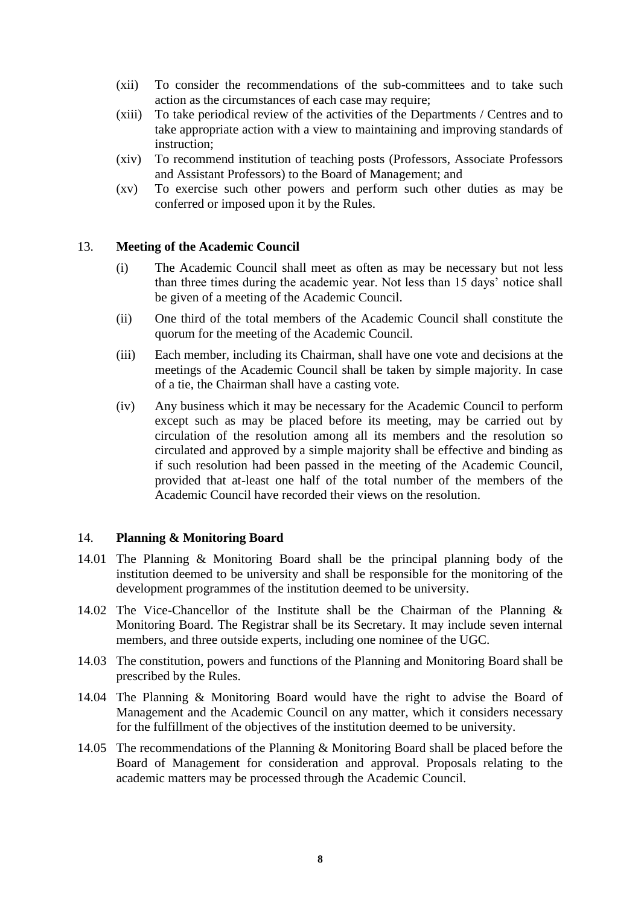(xii) To consider the recommendations of the sub-committees and to take such action as the circumstances of each case may require;

(xiii) To take periodical review of the activities of the Departments / Centres and to take appropriate action with a view to maintaining and improving standards of instruction;

(xiv) To recommend institution of teaching posts (Professors, Associate Professors and Assistant Professors) to the Board of Management; and

(xv) To exercise such other powers and perform such other duties as may be conferred or imposed upon it by the Rules.

13. **Meeting of the Academic Council**

(i) The Academic Council shall meet as often as may be necessary but not less than three times during the academic year. Not less than 15 days' notice shall be given of a meeting of the Academic Council.

(ii) One third of the total members of the Academic Council shall constitute the quorum for the meeting of the Academic Council.

(iii) Each member, including its Chairman, shall have one vote and decisions at the meetings of the Academic Council shall be taken by simple majority. In case of a tie, the Chairman shall have a casting vote.

(iv) Any business which it may be necessary for the Academic Council to perform except such as may be placed before its meeting, may be carried out by circulation of the resolution among all its members and the resolution so circulated and approved by a simple majority shall be effective and binding as if such resolution had been passed in the meeting of the Academic Council, provided that at-least one half of the total number of the members of the Academic Council have recorded their views on the resolution.

14. **Planning & Monitoring Board**

14.01 The Planning & Monitoring Board shall be the principal planning body of the institution deemed to be university and shall be responsible for the monitoring of the development programmes of the institution deemed to be university.

14.02 The Vice-Chancellor of the Institute shall be the Chairman of the Planning & Monitoring Board. The Registrar shall be its Secretary. It may include seven internal members, and three outside experts, including one nominee of the UGC.

14.03 The constitution, powers and functions of the Planning and Monitoring Board shall be prescribed by the Rules.

14.04 The Planning & Monitoring Board would have the right to advise the Board of Management and the Academic Council on any matter, which it considers necessary for the fulfillment of the objectives of the institution deemed to be university.

14.05 The recommendations of the Planning & Monitoring Board shall be placed before the Board of Management for consideration and approval. Proposals relating to the academic matters may be processed through the Academic Council.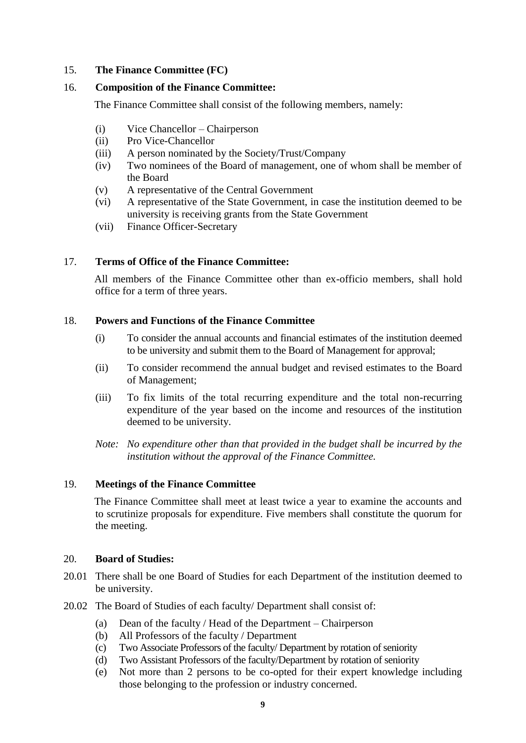15. **The Finance Committee (FC)**

16. **Composition of the Finance Committee:**

The Finance Committee shall consist of the following members, namely:

(i) Vice Chancellor – Chairperson
(ii) Pro Vice-Chancellor
(iii) A person nominated by the Society/Trust/Company
(iv) Two nominees of the Board of management, one of whom shall be member of the Board
(v) A representative of the Central Government
(vi) A representative of the State Government, in case the institution deemed to be university is receiving grants from the State Government
(vii) Finance Officer-Secretary

17. **Terms of Office of the Finance Committee:**

All members of the Finance Committee other than ex-officio members, shall hold office for a term of three years.

18. **Powers and Functions of the Finance Committee**

(i) To consider the annual accounts and financial estimates of the institution deemed to be university and submit them to the Board of Management for approval;

(ii) To consider recommend the annual budget and revised estimates to the Board of Management;

(iii) To fix limits of the total recurring expenditure and the total non-recurring expenditure of the year based on the income and resources of the institution deemed to be university.

*Note: No expenditure other than that provided in the budget shall be incurred by the institution without the approval of the Finance Committee.*

19. **Meetings of the Finance Committee**

The Finance Committee shall meet at least twice a year to examine the accounts and to scrutinize proposals for expenditure. Five members shall constitute the quorum for the meeting.

20. **Board of Studies:**

20.01 There shall be one Board of Studies for each Department of the institution deemed to be university.

20.02 The Board of Studies of each faculty/ Department shall consist of:

(a) Dean of the faculty / Head of the Department – Chairperson
(b) All Professors of the faculty / Department
(c) Two Associate Professors of the faculty/ Department by rotation of seniority
(d) Two Assistant Professors of the faculty/Department by rotation of seniority
(e) Not more than 2 persons to be co-opted for their expert knowledge including those belonging to the profession or industry concerned.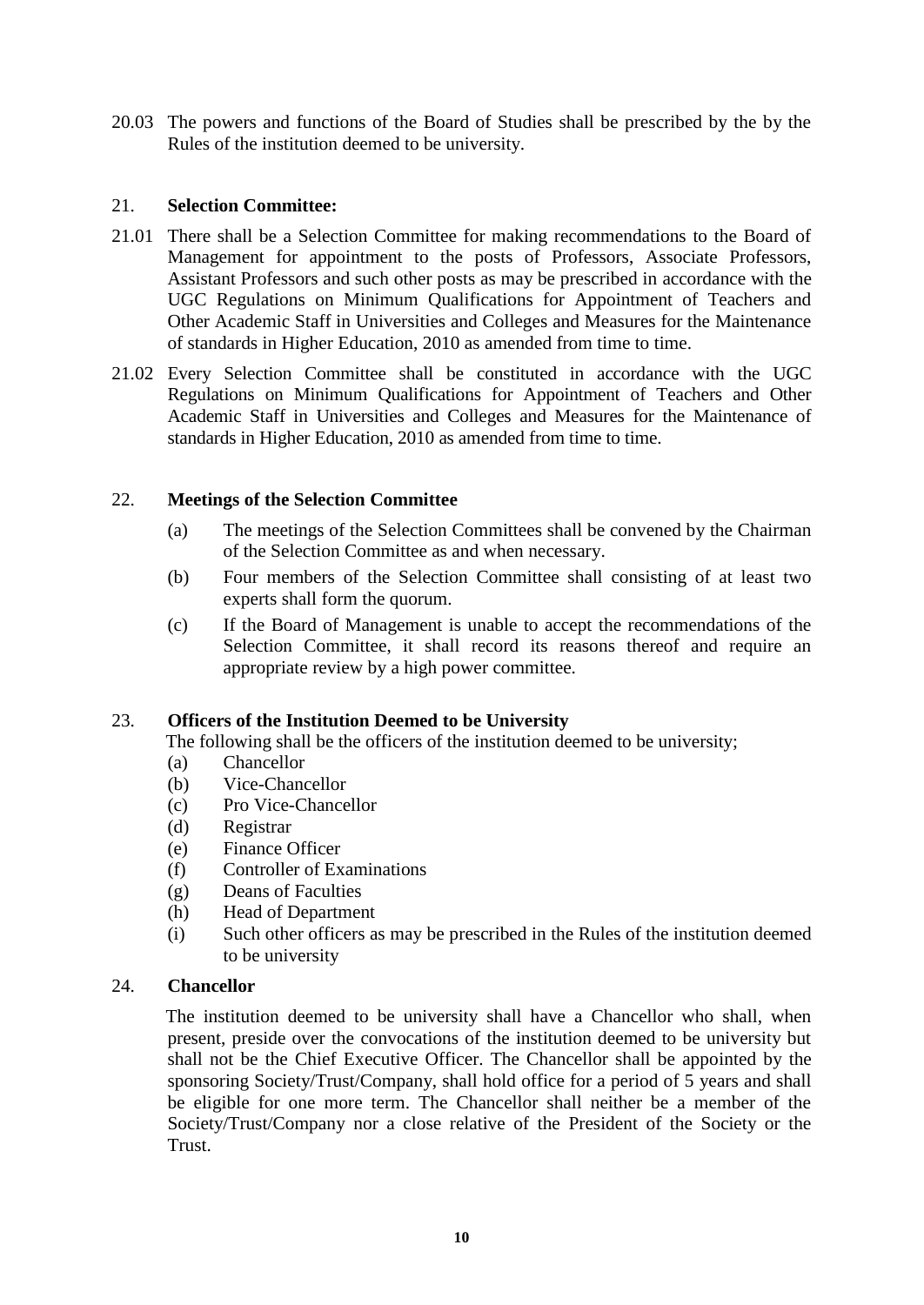20.03 The powers and functions of the Board of Studies shall be prescribed by the by the Rules of the institution deemed to be university.

## 21. Selection Committee:

21.01 There shall be a Selection Committee for making recommendations to the Board of Management for appointment to the posts of Professors, Associate Professors, Assistant Professors and such other posts as may be prescribed in accordance with the UGC Regulations on Minimum Qualifications for Appointment of Teachers and Other Academic Staff in Universities and Colleges and Measures for the Maintenance of standards in Higher Education, 2010 as amended from time to time.

21.02 Every Selection Committee shall be constituted in accordance with the UGC Regulations on Minimum Qualifications for Appointment of Teachers and Other Academic Staff in Universities and Colleges and Measures for the Maintenance of standards in Higher Education, 2010 as amended from time to time.

## 22. Meetings of the Selection Committee

(a) The meetings of the Selection Committees shall be convened by the Chairman of the Selection Committee as and when necessary.

(b) Four members of the Selection Committee shall consisting of at least two experts shall form the quorum.

(c) If the Board of Management is unable to accept the recommendations of the Selection Committee, it shall record its reasons thereof and require an appropriate review by a high power committee.

## 23. Officers of the Institution Deemed to be University

The following shall be the officers of the institution deemed to be university;

(a) Chancellor
(b) Vice-Chancellor
(c) Pro Vice-Chancellor
(d) Registrar
(e) Finance Officer
(f) Controller of Examinations
(g) Deans of Faculties
(h) Head of Department
(i) Such other officers as may be prescribed in the Rules of the institution deemed to be university

## 24. Chancellor

The institution deemed to be university shall have a Chancellor who shall, when present, preside over the convocations of the institution deemed to be university but shall not be the Chief Executive Officer. The Chancellor shall be appointed by the sponsoring Society/Trust/Company, shall hold office for a period of 5 years and shall be eligible for one more term. The Chancellor shall neither be a member of the Society/Trust/Company nor a close relative of the President of the Society or the Trust.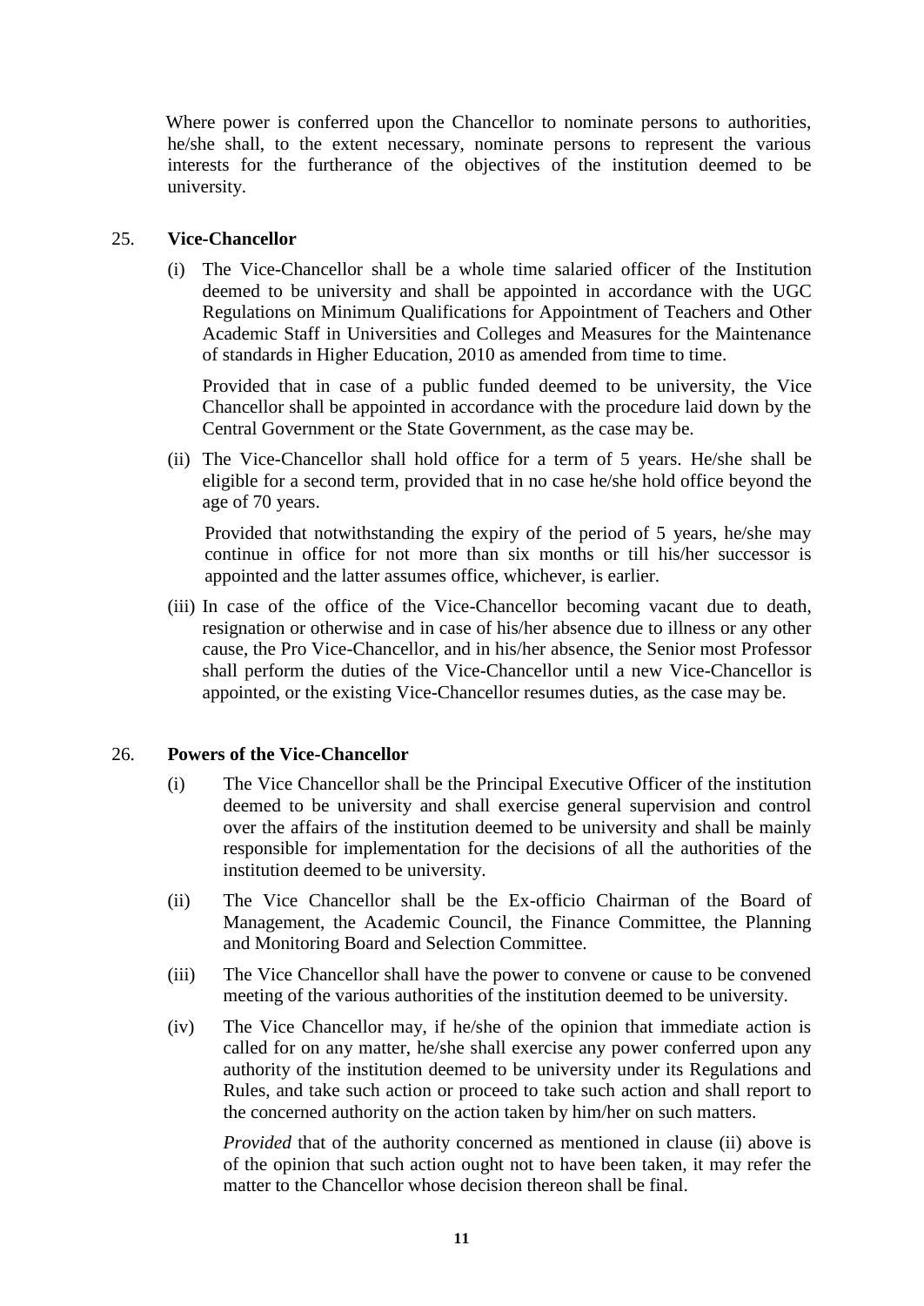Where power is conferred upon the Chancellor to nominate persons to authorities, he/she shall, to the extent necessary, nominate persons to represent the various interests for the furtherance of the objectives of the institution deemed to be university.

## 25. Vice-Chancellor

(i) The Vice-Chancellor shall be a whole time salaried officer of the Institution deemed to be university and shall be appointed in accordance with the UGC Regulations on Minimum Qualifications for Appointment of Teachers and Other Academic Staff in Universities and Colleges and Measures for the Maintenance of standards in Higher Education, 2010 as amended from time to time.

Provided that in case of a public funded deemed to be university, the Vice Chancellor shall be appointed in accordance with the procedure laid down by the Central Government or the State Government, as the case may be.

(ii) The Vice-Chancellor shall hold office for a term of 5 years. He/she shall be eligible for a second term, provided that in no case he/she hold office beyond the age of 70 years.

Provided that notwithstanding the expiry of the period of 5 years, he/she may continue in office for not more than six months or till his/her successor is appointed and the latter assumes office, whichever, is earlier.

(iii) In case of the office of the Vice-Chancellor becoming vacant due to death, resignation or otherwise and in case of his/her absence due to illness or any other cause, the Pro Vice-Chancellor, and in his/her absence, the Senior most Professor shall perform the duties of the Vice-Chancellor until a new Vice-Chancellor is appointed, or the existing Vice-Chancellor resumes duties, as the case may be.

## 26. Powers of the Vice-Chancellor

(i) The Vice Chancellor shall be the Principal Executive Officer of the institution deemed to be university and shall exercise general supervision and control over the affairs of the institution deemed to be university and shall be mainly responsible for implementation for the decisions of all the authorities of the institution deemed to be university.

(ii) The Vice Chancellor shall be the Ex-officio Chairman of the Board of Management, the Academic Council, the Finance Committee, the Planning and Monitoring Board and Selection Committee.

(iii) The Vice Chancellor shall have the power to convene or cause to be convened meeting of the various authorities of the institution deemed to be university.

(iv) The Vice Chancellor may, if he/she of the opinion that immediate action is called for on any matter, he/she shall exercise any power conferred upon any authority of the institution deemed to be university under its Regulations and Rules, and take such action or proceed to take such action and shall report to the concerned authority on the action taken by him/her on such matters.

*Provided* that of the authority concerned as mentioned in clause (ii) above is of the opinion that such action ought not to have been taken, it may refer the matter to the Chancellor whose decision thereon shall be final.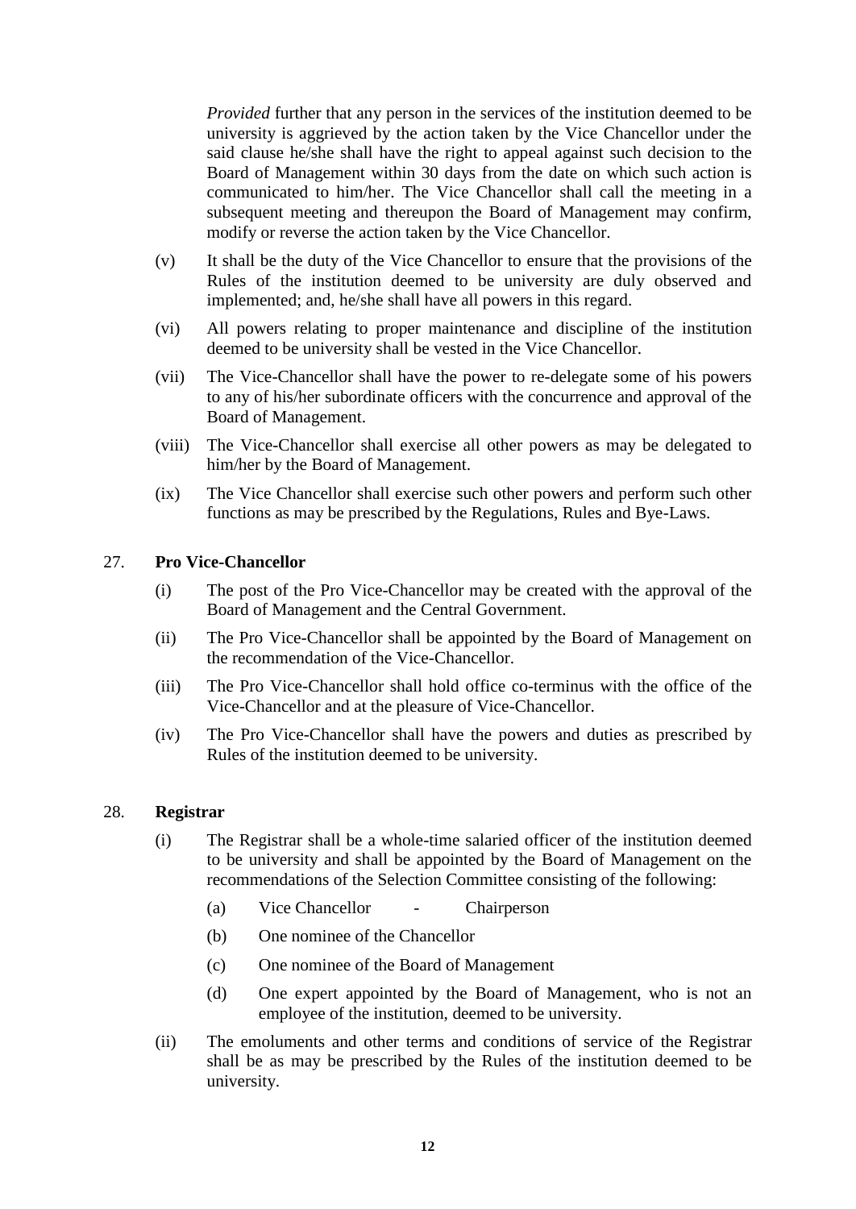*Provided* further that any person in the services of the institution deemed to be university is aggrieved by the action taken by the Vice Chancellor under the said clause he/she shall have the right to appeal against such decision to the Board of Management within 30 days from the date on which such action is communicated to him/her. The Vice Chancellor shall call the meeting in a subsequent meeting and thereupon the Board of Management may confirm, modify or reverse the action taken by the Vice Chancellor.

(v) It shall be the duty of the Vice Chancellor to ensure that the provisions of the Rules of the institution deemed to be university are duly observed and implemented; and, he/she shall have all powers in this regard.

(vi) All powers relating to proper maintenance and discipline of the institution deemed to be university shall be vested in the Vice Chancellor.

(vii) The Vice-Chancellor shall have the power to re-delegate some of his powers to any of his/her subordinate officers with the concurrence and approval of the Board of Management.

(viii) The Vice-Chancellor shall exercise all other powers as may be delegated to him/her by the Board of Management.

(ix) The Vice Chancellor shall exercise such other powers and perform such other functions as may be prescribed by the Regulations, Rules and Bye-Laws.

## 27. Pro Vice-Chancellor

(i) The post of the Pro Vice-Chancellor may be created with the approval of the Board of Management and the Central Government.

(ii) The Pro Vice-Chancellor shall be appointed by the Board of Management on the recommendation of the Vice-Chancellor.

(iii) The Pro Vice-Chancellor shall hold office co-terminus with the office of the Vice-Chancellor and at the pleasure of Vice-Chancellor.

(iv) The Pro Vice-Chancellor shall have the powers and duties as prescribed by Rules of the institution deemed to be university.

## 28. Registrar

(i) The Registrar shall be a whole-time salaried officer of the institution deemed to be university and shall be appointed by the Board of Management on the recommendations of the Selection Committee consisting of the following:

(a) Vice Chancellor - Chairperson

(b) One nominee of the Chancellor

(c) One nominee of the Board of Management

(d) One expert appointed by the Board of Management, who is not an employee of the institution, deemed to be university.

(ii) The emoluments and other terms and conditions of service of the Registrar shall be as may be prescribed by the Rules of the institution deemed to be university.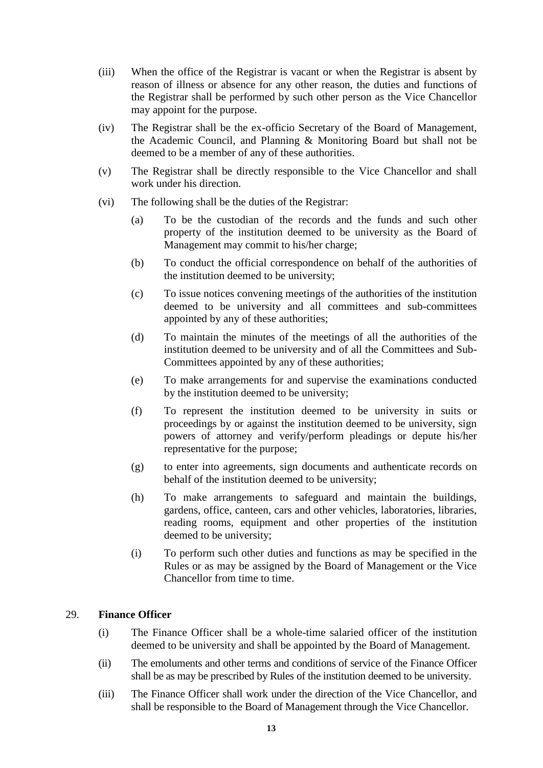(iii) When the office of the Registrar is vacant or when the Registrar is absent by reason of illness or absence for any other reason, the duties and functions of the Registrar shall be performed by such other person as the Vice Chancellor may appoint for the purpose.

(iv) The Registrar shall be the ex-officio Secretary of the Board of Management, the Academic Council, and Planning & Monitoring Board but shall not be deemed to be a member of any of these authorities.

(v) The Registrar shall be directly responsible to the Vice Chancellor and shall work under his direction.

(vi) The following shall be the duties of the Registrar:

  (a) To be the custodian of the records and the funds and such other property of the institution deemed to be university as the Board of Management may commit to his/her charge;

  (b) To conduct the official correspondence on behalf of the authorities of the institution deemed to be university;

  (c) To issue notices convening meetings of the authorities of the institution deemed to be university and all committees and sub-committees appointed by any of these authorities;

  (d) To maintain the minutes of the meetings of all the authorities of the institution deemed to be university and of all the Committees and Sub-Committees appointed by any of these authorities;

  (e) To make arrangements for and supervise the examinations conducted by the institution deemed to be university;

  (f) To represent the institution deemed to be university in suits or proceedings by or against the institution deemed to be university, sign powers of attorney and verify/perform pleadings or depute his/her representative for the purpose;

  (g) to enter into agreements, sign documents and authenticate records on behalf of the institution deemed to be university;

  (h) To make arrangements to safeguard and maintain the buildings, gardens, office, canteen, cars and other vehicles, laboratories, libraries, reading rooms, equipment and other properties of the institution deemed to be university;

  (i) To perform such other duties and functions as may be specified in the Rules or as may be assigned by the Board of Management or the Vice Chancellor from time to time.

29. **Finance Officer**

(i) The Finance Officer shall be a whole-time salaried officer of the institution deemed to be university and shall be appointed by the Board of Management.

(ii) The emoluments and other terms and conditions of service of the Finance Officer shall be as may be prescribed by Rules of the institution deemed to be university.

(iii) The Finance Officer shall work under the direction of the Vice Chancellor, and shall be responsible to the Board of Management through the Vice Chancellor.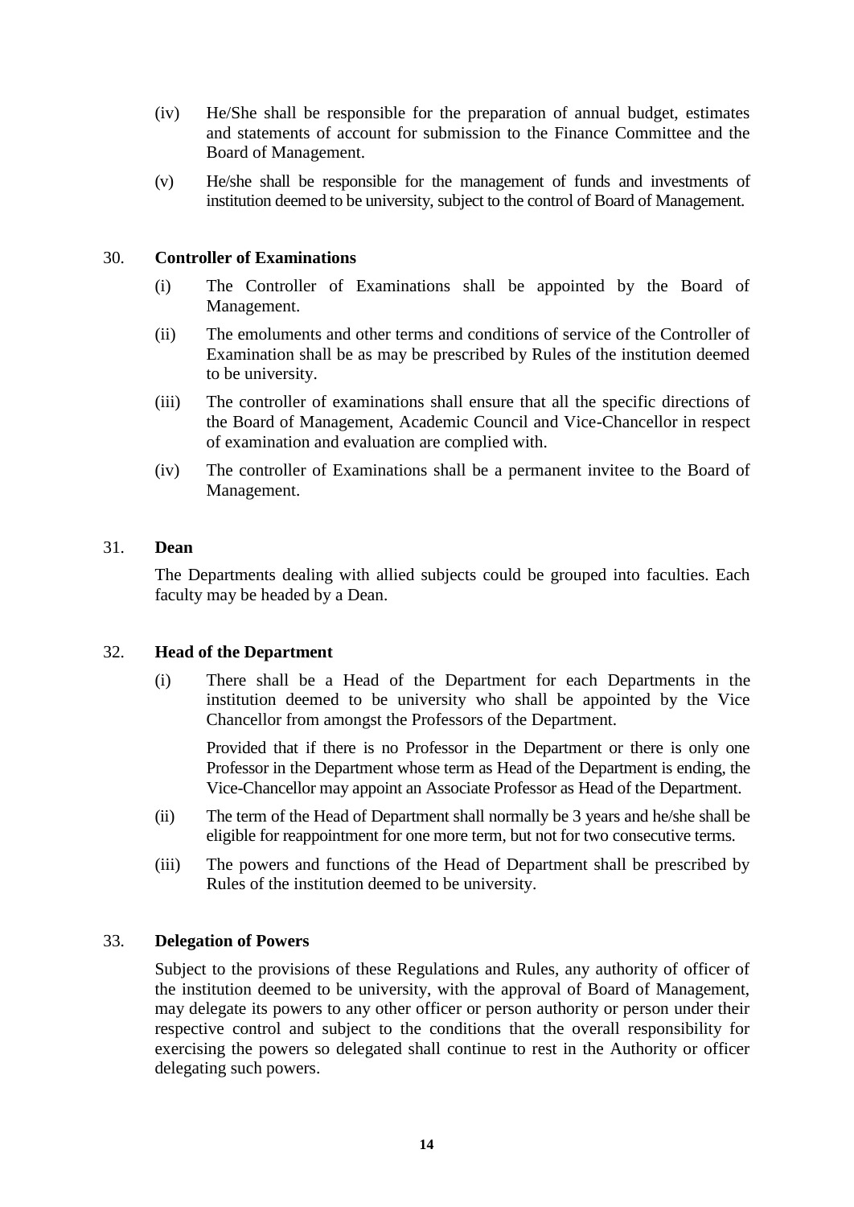(iv) He/She shall be responsible for the preparation of annual budget, estimates and statements of account for submission to the Finance Committee and the Board of Management.

(v) He/she shall be responsible for the management of funds and investments of institution deemed to be university, subject to the control of Board of Management.

## 30. Controller of Examinations

(i) The Controller of Examinations shall be appointed by the Board of Management.

(ii) The emoluments and other terms and conditions of service of the Controller of Examination shall be as may be prescribed by Rules of the institution deemed to be university.

(iii) The controller of examinations shall ensure that all the specific directions of the Board of Management, Academic Council and Vice-Chancellor in respect of examination and evaluation are complied with.

(iv) The controller of Examinations shall be a permanent invitee to the Board of Management.

## 31. Dean

The Departments dealing with allied subjects could be grouped into faculties. Each faculty may be headed by a Dean.

## 32. Head of the Department

(i) There shall be a Head of the Department for each Departments in the institution deemed to be university who shall be appointed by the Vice Chancellor from amongst the Professors of the Department.

Provided that if there is no Professor in the Department or there is only one Professor in the Department whose term as Head of the Department is ending, the Vice-Chancellor may appoint an Associate Professor as Head of the Department.

(ii) The term of the Head of Department shall normally be 3 years and he/she shall be eligible for reappointment for one more term, but not for two consecutive terms.

(iii) The powers and functions of the Head of Department shall be prescribed by Rules of the institution deemed to be university.

## 33. Delegation of Powers

Subject to the provisions of these Regulations and Rules, any authority of officer of the institution deemed to be university, with the approval of Board of Management, may delegate its powers to any other officer or person authority or person under their respective control and subject to the conditions that the overall responsibility for exercising the powers so delegated shall continue to rest in the Authority or officer delegating such powers.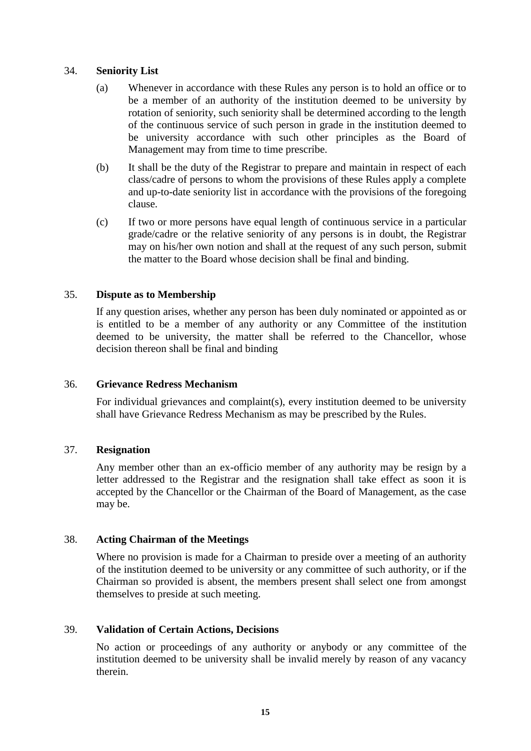## 34. Seniority List

(a) Whenever in accordance with these Rules any person is to hold an office or to be a member of an authority of the institution deemed to be university by rotation of seniority, such seniority shall be determined according to the length of the continuous service of such person in grade in the institution deemed to be university accordance with such other principles as the Board of Management may from time to time prescribe.

(b) It shall be the duty of the Registrar to prepare and maintain in respect of each class/cadre of persons to whom the provisions of these Rules apply a complete and up-to-date seniority list in accordance with the provisions of the foregoing clause.

(c) If two or more persons have equal length of continuous service in a particular grade/cadre or the relative seniority of any persons is in doubt, the Registrar may on his/her own notion and shall at the request of any such person, submit the matter to the Board whose decision shall be final and binding.

## 35. Dispute as to Membership

If any question arises, whether any person has been duly nominated or appointed as or is entitled to be a member of any authority or any Committee of the institution deemed to be university, the matter shall be referred to the Chancellor, whose decision thereon shall be final and binding

## 36. Grievance Redress Mechanism

For individual grievances and complaint(s), every institution deemed to be university shall have Grievance Redress Mechanism as may be prescribed by the Rules.

## 37. Resignation

Any member other than an ex-officio member of any authority may be resign by a letter addressed to the Registrar and the resignation shall take effect as soon it is accepted by the Chancellor or the Chairman of the Board of Management, as the case may be.

## 38. Acting Chairman of the Meetings

Where no provision is made for a Chairman to preside over a meeting of an authority of the institution deemed to be university or any committee of such authority, or if the Chairman so provided is absent, the members present shall select one from amongst themselves to preside at such meeting.

## 39. Validation of Certain Actions, Decisions

No action or proceedings of any authority or anybody or any committee of the institution deemed to be university shall be invalid merely by reason of any vacancy therein.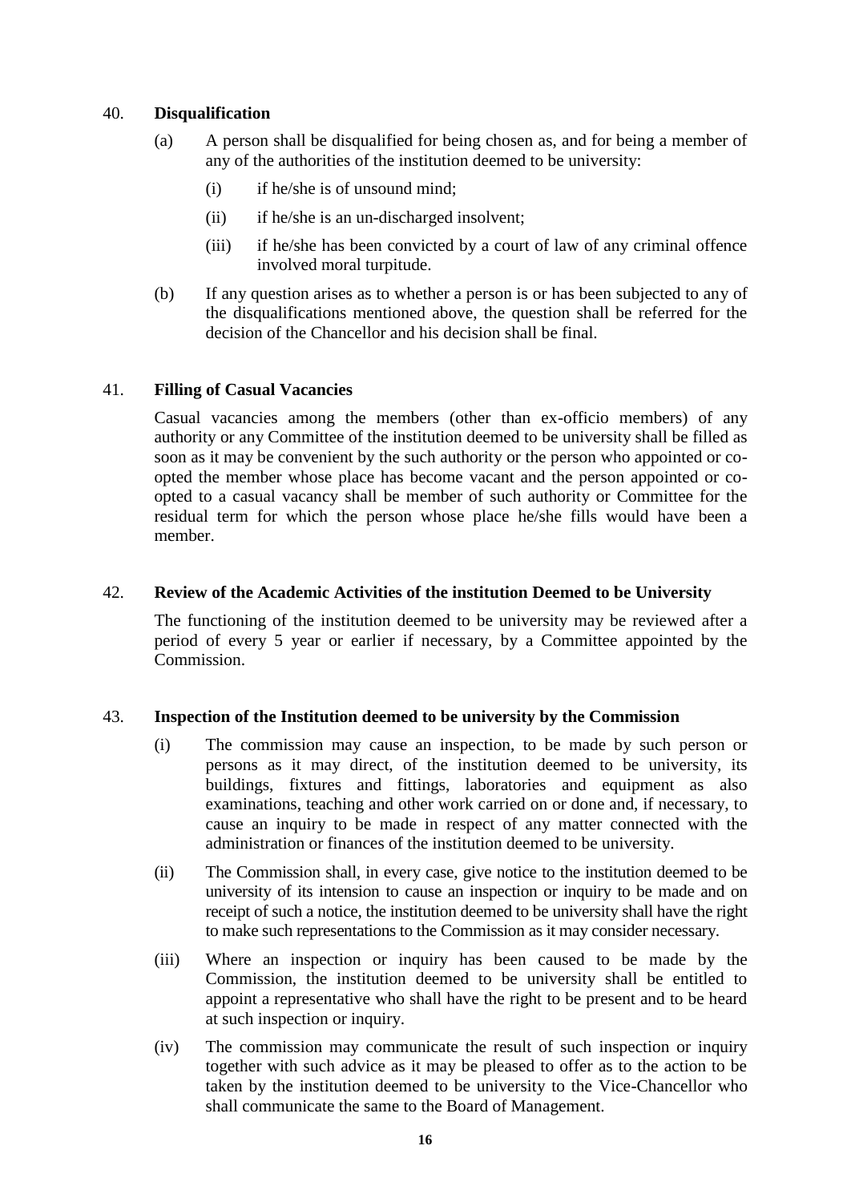## 40. Disqualification

(a) A person shall be disqualified for being chosen as, and for being a member of any of the authorities of the institution deemed to be university:

- (i) if he/she is of unsound mind;
- (ii) if he/she is an un-discharged insolvent;
- (iii) if he/she has been convicted by a court of law of any criminal offence involved moral turpitude.

(b) If any question arises as to whether a person is or has been subjected to any of the disqualifications mentioned above, the question shall be referred for the decision of the Chancellor and his decision shall be final.

## 41. Filling of Casual Vacancies

Casual vacancies among the members (other than ex-officio members) of any authority or any Committee of the institution deemed to be university shall be filled as soon as it may be convenient by the such authority or the person who appointed or co-opted the member whose place has become vacant and the person appointed or co-opted to a casual vacancy shall be member of such authority or Committee for the residual term for which the person whose place he/she fills would have been a member.

## 42. Review of the Academic Activities of the institution Deemed to be University

The functioning of the institution deemed to be university may be reviewed after a period of every 5 year or earlier if necessary, by a Committee appointed by the Commission.

## 43. Inspection of the Institution deemed to be university by the Commission

(i) The commission may cause an inspection, to be made by such person or persons as it may direct, of the institution deemed to be university, its buildings, fixtures and fittings, laboratories and equipment as also examinations, teaching and other work carried on or done and, if necessary, to cause an inquiry to be made in respect of any matter connected with the administration or finances of the institution deemed to be university.

(ii) The Commission shall, in every case, give notice to the institution deemed to be university of its intension to cause an inspection or inquiry to be made and on receipt of such a notice, the institution deemed to be university shall have the right to make such representations to the Commission as it may consider necessary.

(iii) Where an inspection or inquiry has been caused to be made by the Commission, the institution deemed to be university shall be entitled to appoint a representative who shall have the right to be present and to be heard at such inspection or inquiry.

(iv) The commission may communicate the result of such inspection or inquiry together with such advice as it may be pleased to offer as to the action to be taken by the institution deemed to be university to the Vice-Chancellor who shall communicate the same to the Board of Management.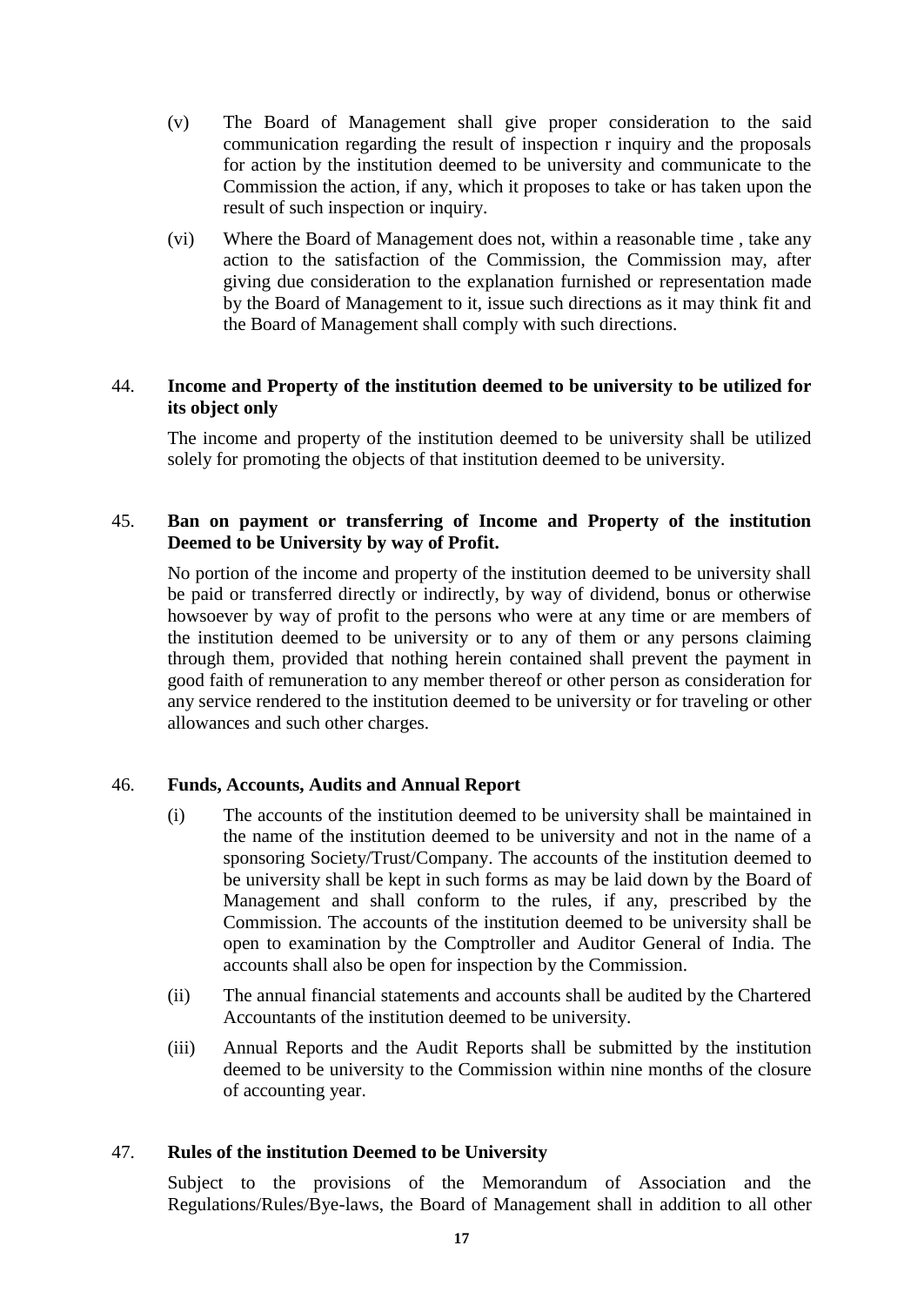(v) The Board of Management shall give proper consideration to the said communication regarding the result of inspection r inquiry and the proposals for action by the institution deemed to be university and communicate to the Commission the action, if any, which it proposes to take or has taken upon the result of such inspection or inquiry.

(vi) Where the Board of Management does not, within a reasonable time , take any action to the satisfaction of the Commission, the Commission may, after giving due consideration to the explanation furnished or representation made by the Board of Management to it, issue such directions as it may think fit and the Board of Management shall comply with such directions.

## 44. Income and Property of the institution deemed to be university to be utilized for its object only

The income and property of the institution deemed to be university shall be utilized solely for promoting the objects of that institution deemed to be university.

## 45. Ban on payment or transferring of Income and Property of the institution Deemed to be University by way of Profit.

No portion of the income and property of the institution deemed to be university shall be paid or transferred directly or indirectly, by way of dividend, bonus or otherwise howsoever by way of profit to the persons who were at any time or are members of the institution deemed to be university or to any of them or any persons claiming through them, provided that nothing herein contained shall prevent the payment in good faith of remuneration to any member thereof or other person as consideration for any service rendered to the institution deemed to be university or for traveling or other allowances and such other charges.

## 46. Funds, Accounts, Audits and Annual Report

(i) The accounts of the institution deemed to be university shall be maintained in the name of the institution deemed to be university and not in the name of a sponsoring Society/Trust/Company. The accounts of the institution deemed to be university shall be kept in such forms as may be laid down by the Board of Management and shall conform to the rules, if any, prescribed by the Commission. The accounts of the institution deemed to be university shall be open to examination by the Comptroller and Auditor General of India. The accounts shall also be open for inspection by the Commission.

(ii) The annual financial statements and accounts shall be audited by the Chartered Accountants of the institution deemed to be university.

(iii) Annual Reports and the Audit Reports shall be submitted by the institution deemed to be university to the Commission within nine months of the closure of accounting year.

## 47. Rules of the institution Deemed to be University

Subject to the provisions of the Memorandum of Association and the Regulations/Rules/Bye-laws, the Board of Management shall in addition to all other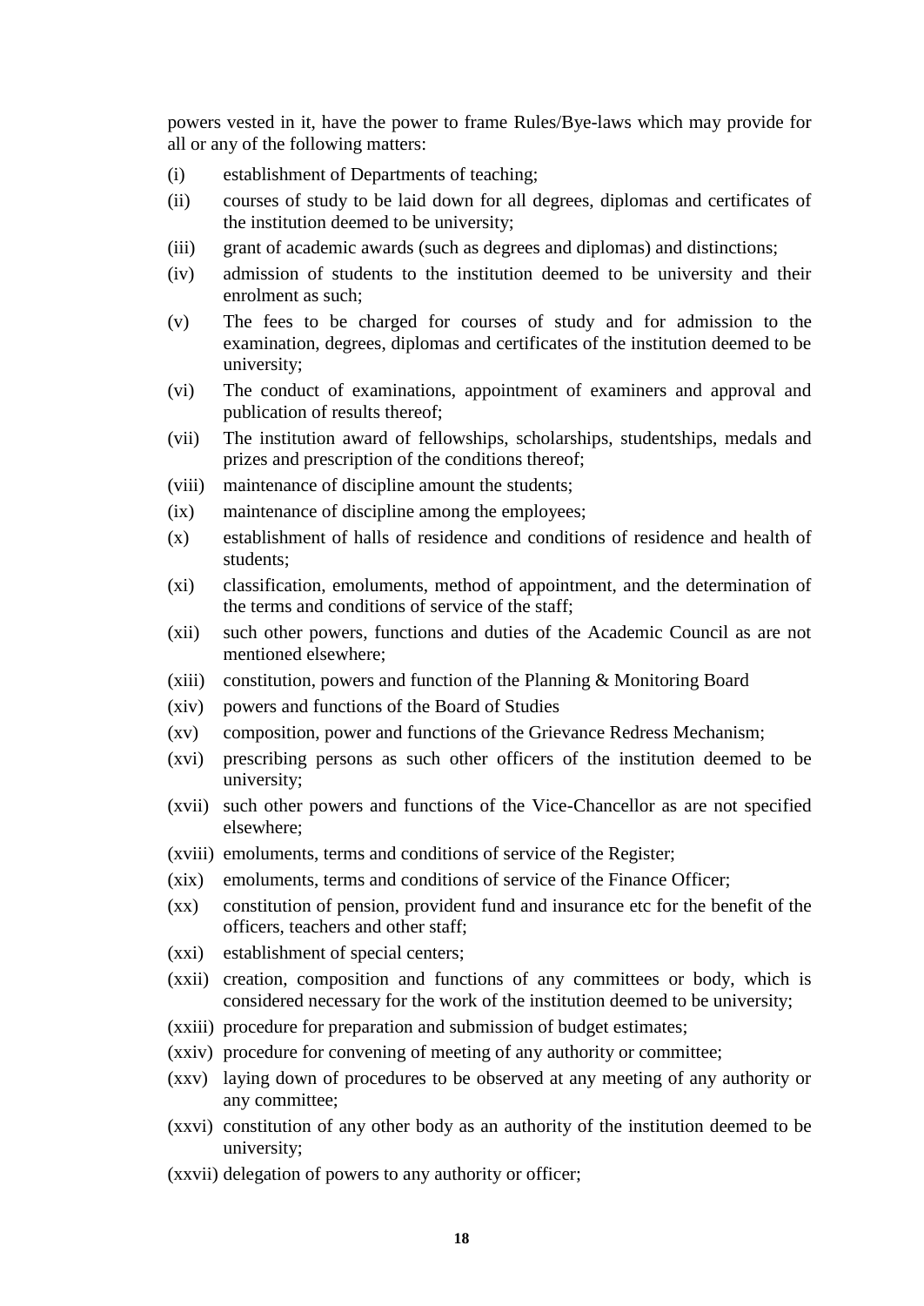powers vested in it, have the power to frame Rules/Bye-laws which may provide for all or any of the following matters:

(i) establishment of Departments of teaching;

(ii) courses of study to be laid down for all degrees, diplomas and certificates of the institution deemed to be university;

(iii) grant of academic awards (such as degrees and diplomas) and distinctions;

(iv) admission of students to the institution deemed to be university and their enrolment as such;

(v) The fees to be charged for courses of study and for admission to the examination, degrees, diplomas and certificates of the institution deemed to be university;

(vi) The conduct of examinations, appointment of examiners and approval and publication of results thereof;

(vii) The institution award of fellowships, scholarships, studentships, medals and prizes and prescription of the conditions thereof;

(viii) maintenance of discipline amount the students;

(ix) maintenance of discipline among the employees;

(x) establishment of halls of residence and conditions of residence and health of students;

(xi) classification, emoluments, method of appointment, and the determination of the terms and conditions of service of the staff;

(xii) such other powers, functions and duties of the Academic Council as are not mentioned elsewhere;

(xiii) constitution, powers and function of the Planning & Monitoring Board

(xiv) powers and functions of the Board of Studies

(xv) composition, power and functions of the Grievance Redress Mechanism;

(xvi) prescribing persons as such other officers of the institution deemed to be university;

(xvii) such other powers and functions of the Vice-Chancellor as are not specified elsewhere;

(xviii) emoluments, terms and conditions of service of the Register;

(xix) emoluments, terms and conditions of service of the Finance Officer;

(xx) constitution of pension, provident fund and insurance etc for the benefit of the officers, teachers and other staff;

(xxi) establishment of special centers;

(xxii) creation, composition and functions of any committees or body, which is considered necessary for the work of the institution deemed to be university;

(xxiii) procedure for preparation and submission of budget estimates;

(xxiv) procedure for convening of meeting of any authority or committee;

(xxv) laying down of procedures to be observed at any meeting of any authority or any committee;

(xxvi) constitution of any other body as an authority of the institution deemed to be university;

(xxvii) delegation of powers to any authority or officer;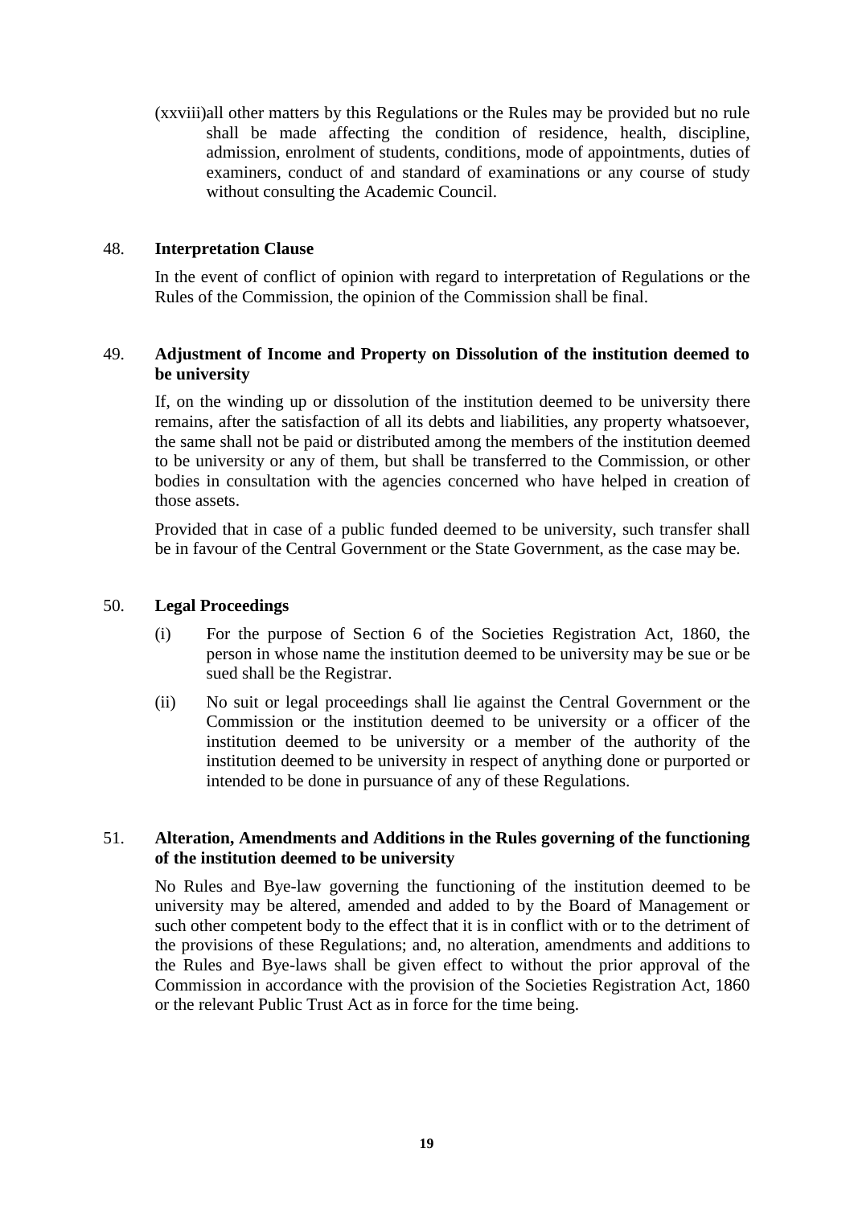(xxviii) all other matters by this Regulations or the Rules may be provided but no rule shall be made affecting the condition of residence, health, discipline, admission, enrolment of students, conditions, mode of appointments, duties of examiners, conduct of and standard of examinations or any course of study without consulting the Academic Council.

48. **Interpretation Clause**

In the event of conflict of opinion with regard to interpretation of Regulations or the Rules of the Commission, the opinion of the Commission shall be final.

49. **Adjustment of Income and Property on Dissolution of the institution deemed to be university**

If, on the winding up or dissolution of the institution deemed to be university there remains, after the satisfaction of all its debts and liabilities, any property whatsoever, the same shall not be paid or distributed among the members of the institution deemed to be university or any of them, but shall be transferred to the Commission, or other bodies in consultation with the agencies concerned who have helped in creation of those assets.

Provided that in case of a public funded deemed to be university, such transfer shall be in favour of the Central Government or the State Government, as the case may be.

50. **Legal Proceedings**

(i) For the purpose of Section 6 of the Societies Registration Act, 1860, the person in whose name the institution deemed to be university may be sue or be sued shall be the Registrar.

(ii) No suit or legal proceedings shall lie against the Central Government or the Commission or the institution deemed to be university or a officer of the institution deemed to be university or a member of the authority of the institution deemed to be university in respect of anything done or purported or intended to be done in pursuance of any of these Regulations.

51. **Alteration, Amendments and Additions in the Rules governing of the functioning of the institution deemed to be university**

No Rules and Bye-law governing the functioning of the institution deemed to be university may be altered, amended and added to by the Board of Management or such other competent body to the effect that it is in conflict with or to the detriment of the provisions of these Regulations; and, no alteration, amendments and additions to the Rules and Bye-laws shall be given effect to without the prior approval of the Commission in accordance with the provision of the Societies Registration Act, 1860 or the relevant Public Trust Act as in force for the time being.